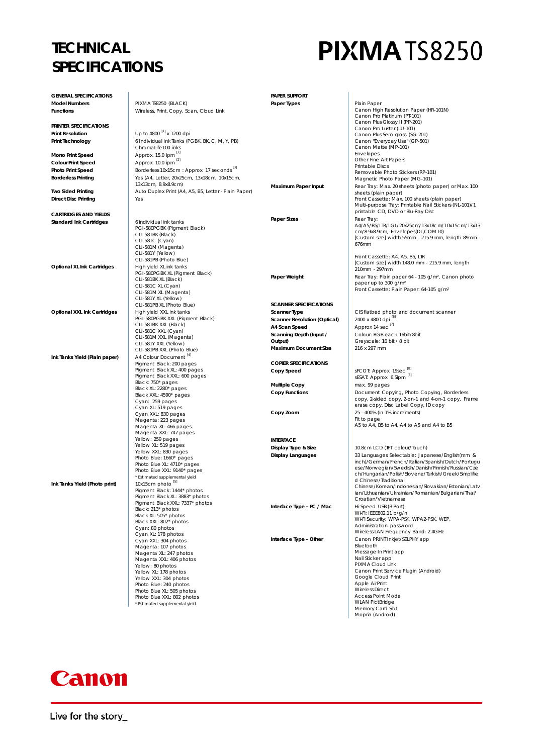# TECHNICAL SPECIFICATIONS

# PIXMA TS8250

## GENERAL SPECIFICATIONS

| | |
|---|---|
| **Model Numbers** | PIXMA TS8250 (BLACK) |
| **Functions** | Wireless, Print, Copy, Scan, Cloud Link |

## PRINTER SPECIFICATIONS

| | |
|---|---|
| **Print Resolution** | Up to 4800 [1] x 1200 dpi |
| **Print Technology** | 6 Individual Ink Tanks (PGBK, BK, C, M, Y, PB)<br>ChromaLife100 inks |
| **Mono Print Speed** | Approx. 15.0 ipm [2] |
| **Colour Print Speed** | Approx. 10.0 ipm [2] |
| **Photo Print Speed** | Borderless 10x15cm : Approx. 17 seconds [3] |
| **Borderless Printing** | Yes (A4, Letter, 20x25cm, 13x18cm, 10x15cm, 13x13cm, 8.9x8.9cm) |
| **Two Sided Printing** | Auto Duplex Print (A4, A5, B5, Letter - Plain Paper) |
| **Direct Disc Printing** | Yes |

## CARTRIDGES AND YIELDS

| | |
|---|---|
| **Standard Ink Cartridges** | 6 individual ink tanks<br>PGI-580PGBK (Pigment Black)<br>CLI-581BK (Black)<br>CLI-581C (Cyan)<br>CLI-581M (Magenta)<br>CLI-581Y (Yellow)<br>CLI-581PB (Photo Blue) |
| **Optional XL Ink Cartridges** | High yield XL ink tanks<br>PGI-580PGBK XL (Pigment Black)<br>CLI-581BK XL (Black)<br>CLI-581C XL (Cyan)<br>CLI-581M XL (Magenta)<br>CLI-581Y XL (Yellow)<br>CLI-581PB XL (Photo Blue) |
| **Optional XXL Ink Cartridges** | High yield XXL ink tanks<br>PGI-580PGBK XXL (Pigment Black)<br>CLI-581BK XXL (Black)<br>CLI-581C XXL (Cyan)<br>CLI-581M XXL (Magenta)<br>CLI-581Y XXL (Yellow)<br>CLI-581PB XXL (Photo Blue) |
| **Ink Tanks Yield (Plain paper)** | A4 Colour Document [4]<br>Pigment Black: 200 pages<br>Pigment Black XL: 400 pages<br>Pigment Black XXL: 600 pages<br>Black: 750* pages<br>Black XL: 2280* pages<br>Black XXL: 4590* pages<br>Cyan: 259 pages<br>Cyan XL: 519 pages<br>Cyan XXL: 830 pages<br>Magenta: 223 pages<br>Magenta XL: 466 pages<br>Magenta XXL: 747 pages<br>Yellow: 259 pages<br>Yellow XL: 519 pages<br>Yellow XXL: 830 pages<br>Photo Blue: 1660* pages<br>Photo Blue XL: 4710* pages<br>Photo Blue XXL: 9140* pages<br>* Estimated supplemental yield |
| **Ink Tanks Yield (Photo print)** | 10x15cm photo [5]<br>Pigment Black: 1444* photos<br>Pigment Black XL: 3883* photos<br>Pigment Black XXL: 7337* photos<br>Black: 213* photos<br>Black XL: 505* photos<br>Black XXL: 802* photos<br>Cyan: 80 photos<br>Cyan XL: 178 photos<br>Cyan XXL: 304 photos<br>Magenta: 107 photos<br>Magenta XL: 247 photos<br>Magenta XXL: 406 photos<br>Yellow: 80 photos<br>Yellow XL: 178 photos<br>Yellow XXL: 304 photos<br>Photo Blue: 240 photos<br>Photo Blue XL: 505 photos<br>Photo Blue XXL: 802 photos<br>* Estimated supplemental yield |

## PAPER SUPPORT

| | |
|---|---|
| **Paper Types** | Plain Paper<br>Canon High Resolution Paper (HR-101N)<br>Canon Pro Platinum (PT-101)<br>Canon Plus Glossy II (PP-201)<br>Canon Pro Luster (LU-101)<br>Canon Plus Semi-gloss (SG-201)<br>Canon "Everyday Use" (GP-501)<br>Canon Matte (MP-101)<br>Envelopes<br>Other Fine Art Papers<br>Printable Discs<br>Removable Photo Stickers (RP-101)<br>Magnetic Photo Paper (MG-101) |
| **Maximum Paper Input** | Rear Tray: Max. 20 sheets (photo paper) or Max. 100 sheets (plain paper)<br>Front Cassette: Max. 100 sheets (plain paper)<br>Multi-purpose Tray: Printable Nail Stickers (NL-101)/1 printable CD, DVD or Blu-Ray Disc |
| **Paper Sizes** | Rear Tray:<br>A4/A5/B5/LTR/LGL/20x25cm/13x18cm/10x15cm/13x13 cm/8.9x8.9cm, Envelopes(DL,COM10)<br>[Custom size] width 55mm - 215.9 mm, length 89mm - 676mm<br><br>Front Cassette: A4, A5, B5, LTR<br>[Custom size] width 148.0 mm - 215.9 mm, length 210mm - 297mm |
| **Paper Weight** | Rear Tray: Plain paper 64 - 105 g/m², Canon photo paper up to 300 g/m²<br>Front Cassette: Plain Paper: 64-105 g/m² |

## SCANNER SPECIFICATIONS

| | |
|---|---|
| **Scanner Type** | CIS flatbed photo and document scanner |
| **Scanner Resolution (Optical)** | 2400 x 4800 dpi [6] |
| **A4 Scan Speed** | Approx 14 sec [7] |
| **Scanning Depth (Input / Output)** | Colour: RGB each 16bit/8bit<br>Greyscale: 16 bit / 8 bit |
| **Maximum Document Size** | 216 x 297 mm |

## COPIER SPECIFICATIONS

| | |
|---|---|
| **Copy Speed** | sFCOT: Approx. 19sec [8]<br>sESAT: Approx. 6.5ipm [8] |
| **Multiple Copy** | max. 99 pages |
| **Copy Functions** | Document Copying, Photo Copying, Borderless copy, 2-sided copy, 2-on-1 and 4-on-1 copy, Frame erase copy, Disc Label Copy, ID copy |
| **Copy Zoom** | 25 - 400% (in 1% increments)<br>Fit to page<br>A5 to A4, B5 to A4, A4 to A5 and A4 to B5 |

## INTERFACE

| | |
|---|---|
| **Display Type & Size** | 10.8cm LCD (TFT colour/Touch) |
| **Display Languages** | 33 Languages Selectable: Japanese/English(mm & inch)/German/French/Italian/Spanish/Dutch/Portuguese/Norwegian/Swedish/Danish/Finnish/Russian/Czech/Hungarian/Polish/Slovene/Turkish/Greek/Simplified Chinese/Traditional Chinese/Korean/Indonesian/Slovakian/Estonian/Latvian/Lithuanian/Ukrainian/Romanian/Bulgarian/Thai/Croatian/Vietnamese |
| **Interface Type - PC / Mac** | Hi-Speed USB (B Port)<br>Wi-Fi: IEEE802.11 b/g/n<br>Wi-Fi Security: WPA-PSK, WPA2-PSK, WEP, Administration password<br>Wireless LAN Frequency Band: 2.4GHz |
| **Interface Type - Other** | Canon PRINT Inkjet/SELPHY app<br>Bluetooth<br>Message In Print app<br>Nail Sticker app<br>PIXMA Cloud Link<br>Canon Print Service Plugin (Android)<br>Google Cloud Print<br>Apple AirPrint<br>Wireless Direct<br>Access Point Mode<br>WLAN PictBridge<br>Memory Card Slot<br>Mopria (Android) |

Canon

Live for the story_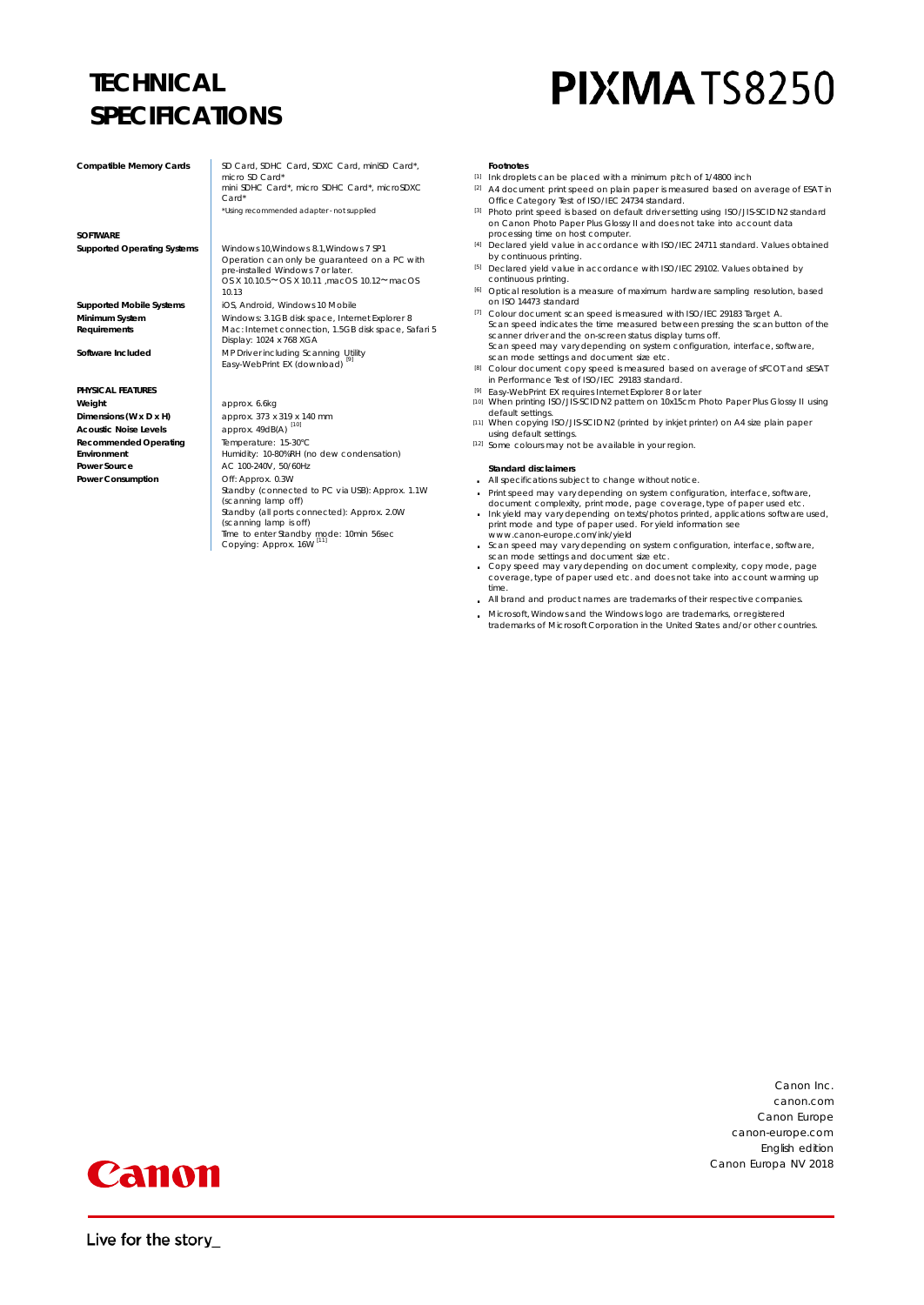# TECHNICAL SPECIFICATIONS

# PIXMA TS8250

| | |
|---|---|
| **Compatible Memory Cards** | SD Card, SDHC Card, SDXC Card, miniSD Card*, micro SD Card*<br>mini SDHC Card*, micro SDHC Card*, microSDXC Card*<br>*Using recommended adapter - not supplied |

**SOFTWARE**

| | |
|---|---|
| **Supported Operating Systems** | Windows 10,Windows 8.1,Windows 7 SP1<br>Operation can only be guaranteed on a PC with pre-installed Windows 7 or later.<br>OS X 10.10.5~ OS X 10.11 ,macOS 10.12~ macOS 10.13 |
| **Supported Mobile Systems** | iOS, Android, Windows 10 Mobile |
| **Minimum System Requirements** | Windows: 3.1GB disk space, Internet Explorer 8<br>Mac: Internet connection, 1.5GB disk space, Safari 5<br>Display: 1024 x 768 XGA |
| **Software Included** | MP Driver including Scanning Utility<br>Easy-WebPrint EX (download) [9] |

**PHYSICAL FEATURES**

| | |
|---|---|
| **Weight** | approx. 6.6kg |
| **Dimensions (W x D x H)** | approx. 373 x 319 x 140 mm |
| **Acoustic Noise Levels** | approx. 49dB(A) [10] |
| **Recommended Operating Environment** | Temperature: 15-30°C<br>Humidity: 10-80%RH (no dew condensation) |
| **Power Source** | AC 100-240V, 50/60Hz |
| **Power Consumption** | Off: Approx. 0.3W<br>Standby (connected to PC via USB): Approx. 1.1W (scanning lamp off)<br>Standby (all ports connected): Approx. 2.0W (scanning lamp is off)<br>Time to enter Standby mode: 10min 56sec<br>Copying: Approx. 16W [11] |

**Footnotes**

[1] Ink droplets can be placed with a minimum pitch of 1/4800 inch

[2] A4 document print speed on plain paper is measured based on average of ESAT in Office Category Test of ISO/IEC 24734 standard.

[3] Photo print speed is based on default driver setting using ISO/JIS-SCID N2 standard on Canon Photo Paper Plus Glossy II and does not take into account data processing time on host computer.

[4] Declared yield value in accordance with ISO/IEC 24711 standard. Values obtained by continuous printing.

[5] Declared yield value in accordance with ISO/IEC 29102. Values obtained by continuous printing.

[6] Optical resolution is a measure of maximum hardware sampling resolution, based on ISO 14473 standard

[7] Colour document scan speed is measured with ISO/IEC 29183 Target A.
Scan speed indicates the time measured between pressing the scan button of the scanner driver and the on-screen status display turns off.
Scan speed may vary depending on system configuration, interface, software, scan mode settings and document size etc.

[8] Colour document copy speed is measured based on average of sFCOT and sESAT in Performance Test of ISO/IEC 29183 standard.

[9] Easy-WebPrint EX requires Internet Explorer 8 or later

[10] When printing ISO/JIS-SCID N2 pattern on 10x15cm Photo Paper Plus Glossy II using default settings.

[11] When copying ISO/JIS-SCID N2 (printed by inkjet printer) on A4 size plain paper using default settings.

[12] Some colours may not be available in your region.

**Standard disclaimers**

- All specifications subject to change without notice.
- Print speed may vary depending on system configuration, interface, software, document complexity, print mode, page coverage, type of paper used etc.
- Ink yield may vary depending on texts/photos printed, applications software used, print mode and type of paper used. For yield information see www.canon-europe.com/ink/yield
- Scan speed may vary depending on system configuration, interface, software, scan mode settings and document size etc.
- Copy speed may vary depending on document complexity, copy mode, page coverage, type of paper used etc. and does not take into account warming up time.
- All brand and product names are trademarks of their respective companies.
- Microsoft, Windows and the Windows logo are trademarks, or registered trademarks of Microsoft Corporation in the United States and/or other countries.

Canon Inc.
canon.com
Canon Europe
canon-europe.com
English edition
Canon Europa NV 2018

Canon

Live for the story_